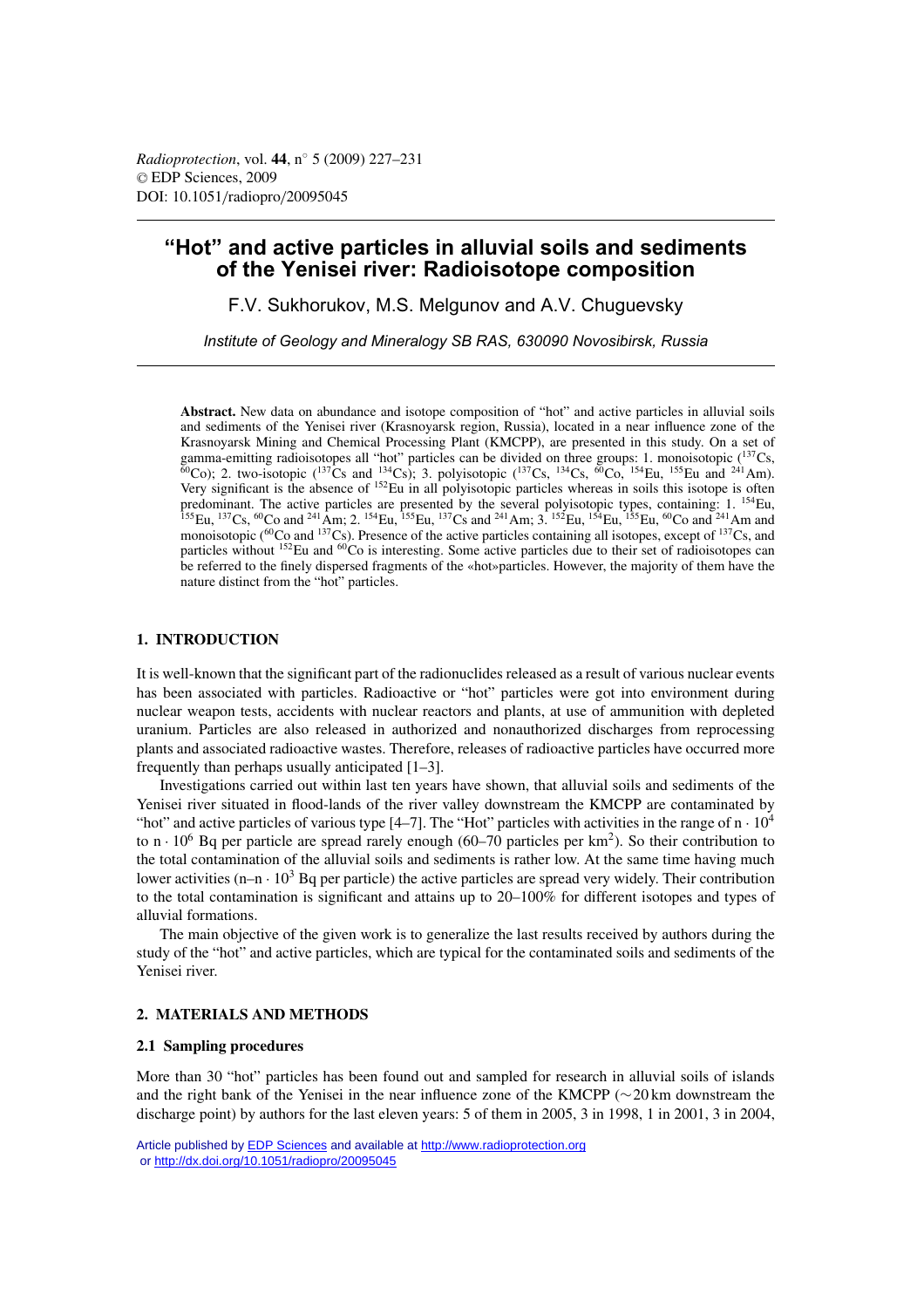# "Hot" and active particles in alluvial soils and sediments of the Yenisei river: Radioisotope composition

F.V. Sukhorukov, M.S. Melgunov and A.V. Chuguevsky

*Institute of Geology and Mineralogy SB RAS, 630090 Novosibirsk, Russia*

**Abstract.** New data on abundance and isotope composition of "hot" and active particles in alluvial soils and sediments of the Yenisei river (Krasnoyarsk region, Russia), located in a near influence zone of the Krasnoyarsk Mining and Chemical Processing Plant (KMCPP), are presented in this study. On a set of gamma-emitting radioisotopes all "hot" particles can be divided on three groups: 1. monoisotopic ($^{137}$Cs, $^{60}$Co); 2. two-isotopic ($^{137}$Cs and $^{134}$Cs); 3. polyisotopic ($^{137}$Cs, $^{134}$Cs, $^{60}$Co, $^{154}$Eu, $^{155}$Eu and $^{241}$Am). Very significant is the absence of $^{152}$Eu in all polyisotopic particles whereas in soils this isotope is often predominant. The active particles are presented by the several polyisotopic types, containing: 1. $^{154}$Eu, $^{155}$Eu, $^{137}$Cs, $^{60}$Co and $^{241}$Am; 2. $^{154}$Eu, $^{155}$Eu, $^{137}$Cs and $^{241}$Am; 3. $^{152}$Eu, $^{154}$Eu, $^{155}$Eu, $^{60}$Co and $^{241}$Am and monoisotopic ($^{60}$Co and $^{137}$Cs). Presence of the active particles containing all isotopes, except of $^{137}$Cs, and particles without $^{152}$Eu and $^{60}$Co is interesting. Some active particles due to their set of radioisotopes can be referred to the finely dispersed fragments of the «hot»particles. However, the majority of them have the nature distinct from the "hot" particles.

## 1. INTRODUCTION

It is well-known that the significant part of the radionuclides released as a result of various nuclear events has been associated with particles. Radioactive or "hot" particles were got into environment during nuclear weapon tests, accidents with nuclear reactors and plants, at use of ammunition with depleted uranium. Particles are also released in authorized and nonauthorized discharges from reprocessing plants and associated radioactive wastes. Therefore, releases of radioactive particles have occurred more frequently than perhaps usually anticipated [1–3].

Investigations carried out within last ten years have shown, that alluvial soils and sediments of the Yenisei river situated in flood-lands of the river valley downstream the KMCPP are contaminated by "hot" and active particles of various type [4–7]. The "Hot" particles with activities in the range of $n \cdot 10^4$ to $n \cdot 10^6$ Bq per particle are spread rarely enough (60–70 particles per km$^2$). So their contribution to the total contamination of the alluvial soils and sediments is rather low. At the same time having much lower activities ($n$–$n \cdot 10^3$ Bq per particle) the active particles are spread very widely. Their contribution to the total contamination is significant and attains up to 20–100% for different isotopes and types of alluvial formations.

The main objective of the given work is to generalize the last results received by authors during the study of the "hot" and active particles, which are typical for the contaminated soils and sediments of the Yenisei river.

## 2. MATERIALS AND METHODS

### 2.1 Sampling procedures

More than 30 "hot" particles has been found out and sampled for research in alluvial soils of islands and the right bank of the Yenisei in the near influence zone of the KMCPP (~20 km downstream the discharge point) by authors for the last eleven years: 5 of them in 2005, 3 in 1998, 1 in 2001, 3 in 2004,

Article published by EDP Sciences and available at http://www.radioprotection.org or http://dx.doi.org/10.1051/radiopro/20095045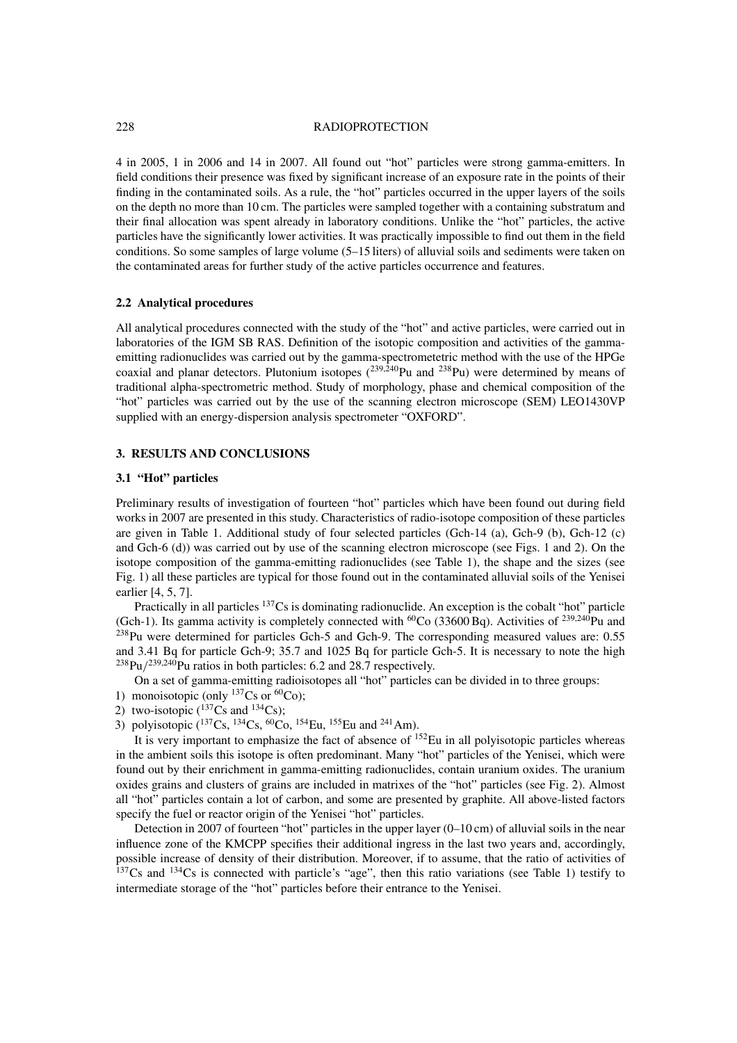4 in 2005, 1 in 2006 and 14 in 2007. All found out "hot" particles were strong gamma-emitters. In field conditions their presence was fixed by significant increase of an exposure rate in the points of their finding in the contaminated soils. As a rule, the "hot" particles occurred in the upper layers of the soils on the depth no more than 10 cm. The particles were sampled together with a containing substratum and their final allocation was spent already in laboratory conditions. Unlike the "hot" particles, the active particles have the significantly lower activities. It was practically impossible to find out them in the field conditions. So some samples of large volume (5–15 liters) of alluvial soils and sediments were taken on the contaminated areas for further study of the active particles occurrence and features.

### 2.2 Analytical procedures

All analytical procedures connected with the study of the "hot" and active particles, were carried out in laboratories of the IGM SB RAS. Definition of the isotopic composition and activities of the gamma-emitting radionuclides was carried out by the gamma-spectrometetric method with the use of the HPGe coaxial and planar detectors. Plutonium isotopes ($^{239,240}$Pu and $^{238}$Pu) were determined by means of traditional alpha-spectrometric method. Study of morphology, phase and chemical composition of the "hot" particles was carried out by the use of the scanning electron microscope (SEM) LEO1430VP supplied with an energy-dispersion analysis spectrometer "OXFORD".

## 3. RESULTS AND CONCLUSIONS

### 3.1 "Hot" particles

Preliminary results of investigation of fourteen "hot" particles which have been found out during field works in 2007 are presented in this study. Characteristics of radio-isotope composition of these particles are given in Table 1. Additional study of four selected particles (Gch-14 (a), Gch-9 (b), Gch-12 (c) and Gch-6 (d)) was carried out by use of the scanning electron microscope (see Figs. 1 and 2). On the isotope composition of the gamma-emitting radionuclides (see Table 1), the shape and the sizes (see Fig. 1) all these particles are typical for those found out in the contaminated alluvial soils of the Yenisei earlier [4, 5, 7].

Practically in all particles $^{137}$Cs is dominating radionuclide. An exception is the cobalt "hot" particle (Gch-1). Its gamma activity is completely connected with $^{60}$Co (33600 Bq). Activities of $^{239,240}$Pu and $^{238}$Pu were determined for particles Gch-5 and Gch-9. The corresponding measured values are: 0.55 and 3.41 Bq for particle Gch-9; 35.7 and 1025 Bq for particle Gch-5. It is necessary to note the high $^{238}$Pu/$^{239,240}$Pu ratios in both particles: 6.2 and 28.7 respectively.

On a set of gamma-emitting radioisotopes all "hot" particles can be divided in to three groups:

1) monoisotopic (only $^{137}$Cs or $^{60}$Co);
2) two-isotopic ($^{137}$Cs and $^{134}$Cs);
3) polyisotopic ($^{137}$Cs, $^{134}$Cs, $^{60}$Co, $^{154}$Eu, $^{155}$Eu and $^{241}$Am).

It is very important to emphasize the fact of absence of $^{152}$Eu in all polyisotopic particles whereas in the ambient soils this isotope is often predominant. Many "hot" particles of the Yenisei, which were found out by their enrichment in gamma-emitting radionuclides, contain uranium oxides. The uranium oxides grains and clusters of grains are included in matrixes of the "hot" particles (see Fig. 2). Almost all "hot" particles contain a lot of carbon, and some are presented by graphite. All above-listed factors specify the fuel or reactor origin of the Yenisei "hot" particles.

Detection in 2007 of fourteen "hot" particles in the upper layer (0–10 cm) of alluvial soils in the near influence zone of the KMCPP specifies their additional ingress in the last two years and, accordingly, possible increase of density of their distribution. Moreover, if to assume, that the ratio of activities of $^{137}$Cs and $^{134}$Cs is connected with particle's "age", then this ratio variations (see Table 1) testify to intermediate storage of the "hot" particles before their entrance to the Yenisei.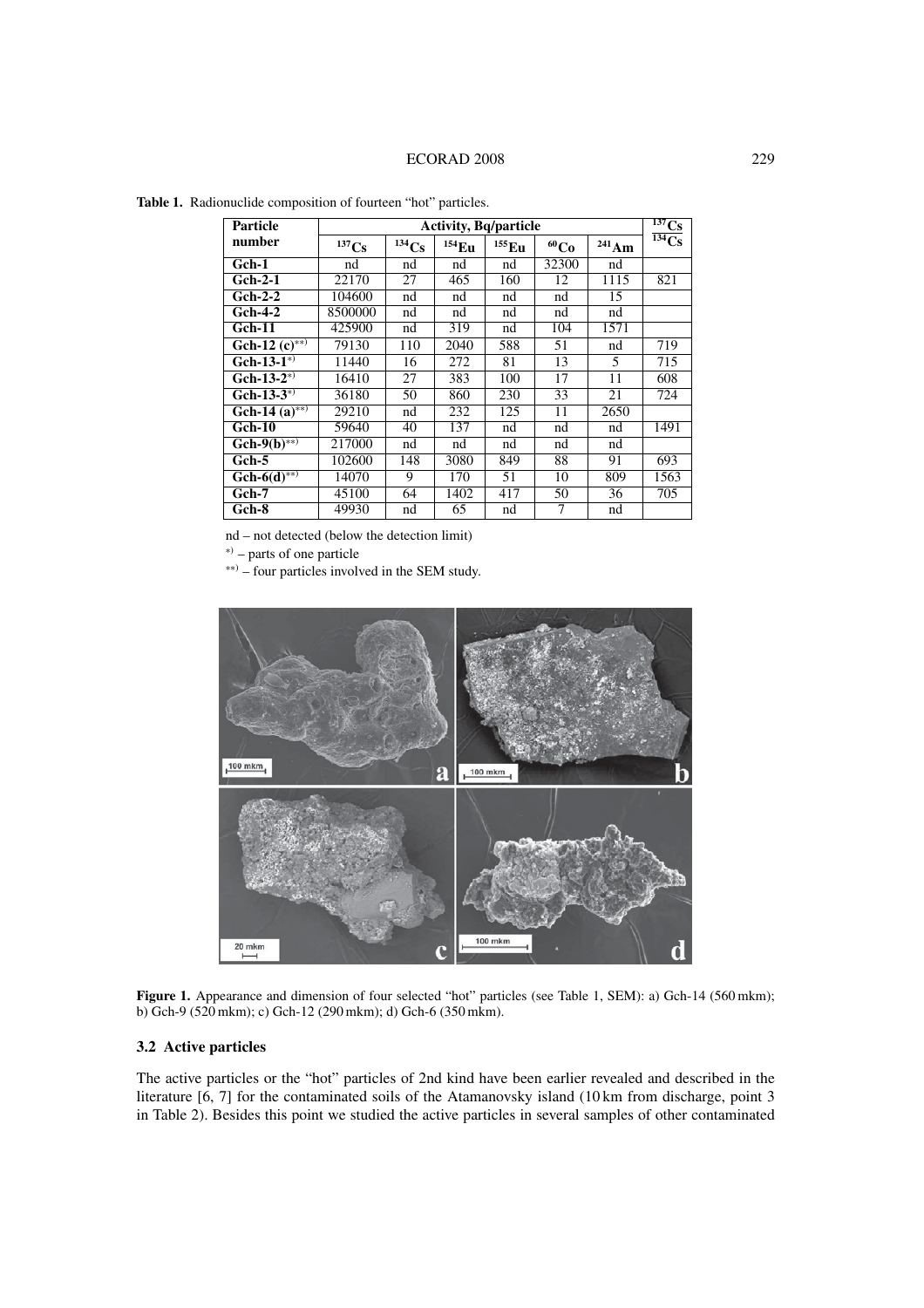**Table 1.** Radionuclide composition of fourteen "hot" particles.

| Particle number | Activity, Bq/particle | | | | | | $^{137}Cs/^{134}Cs$ |
|---|---|---|---|---|---|---|---|
| | $^{137}Cs$ | $^{134}Cs$ | $^{154}Eu$ | $^{155}Eu$ | $^{60}Co$ | $^{241}Am$ | |
| **Gch-1** | nd | nd | nd | nd | 32300 | nd | |
| **Gch-2-1** | 22170 | 27 | 465 | 160 | 12 | 1115 | 821 |
| **Gch-2-2** | 104600 | nd | nd | nd | nd | 15 | |
| **Gch-4-2** | 8500000 | nd | nd | nd | nd | nd | |
| **Gch-11** | 425900 | nd | 319 | nd | 104 | 1571 | |
| **Gch-12 (c)**\*\*) | 79130 | 110 | 2040 | 588 | 51 | nd | 719 |
| **Gch-13-1**\*) | 11440 | 16 | 272 | 81 | 13 | 5 | 715 |
| **Gch-13-2**\*) | 16410 | 27 | 383 | 100 | 17 | 11 | 608 |
| **Gch-13-3**\*) | 36180 | 50 | 860 | 230 | 33 | 21 | 724 |
| **Gch-14 (a)**\*\*) | 29210 | nd | 232 | 125 | 11 | 2650 | |
| **Gch-10** | 59640 | 40 | 137 | nd | nd | nd | 1491 |
| **Gch-9(b)**\*\*) | 217000 | nd | nd | nd | nd | nd | |
| **Gch-5** | 102600 | 148 | 3080 | 849 | 88 | 91 | 693 |
| **Gch-6(d)**\*\*) | 14070 | 9 | 170 | 51 | 10 | 809 | 1563 |
| **Gch-7** | 45100 | 64 | 1402 | 417 | 50 | 36 | 705 |
| **Gch-8** | 49930 | nd | 65 | nd | 7 | nd | |

nd – not detected (below the detection limit)

\*) – parts of one particle

\*\*) – four particles involved in the SEM study.

**Figure 1.** Appearance and dimension of four selected "hot" particles (see Table 1, SEM): a) Gch-14 (560 mkm); b) Gch-9 (520 mkm); c) Gch-12 (290 mkm); d) Gch-6 (350 mkm).

### 3.2 Active particles

The active particles or the "hot" particles of 2nd kind have been earlier revealed and described in the literature [6, 7] for the contaminated soils of the Atamanovsky island (10 km from discharge, point 3 in Table 2). Besides this point we studied the active particles in several samples of other contaminated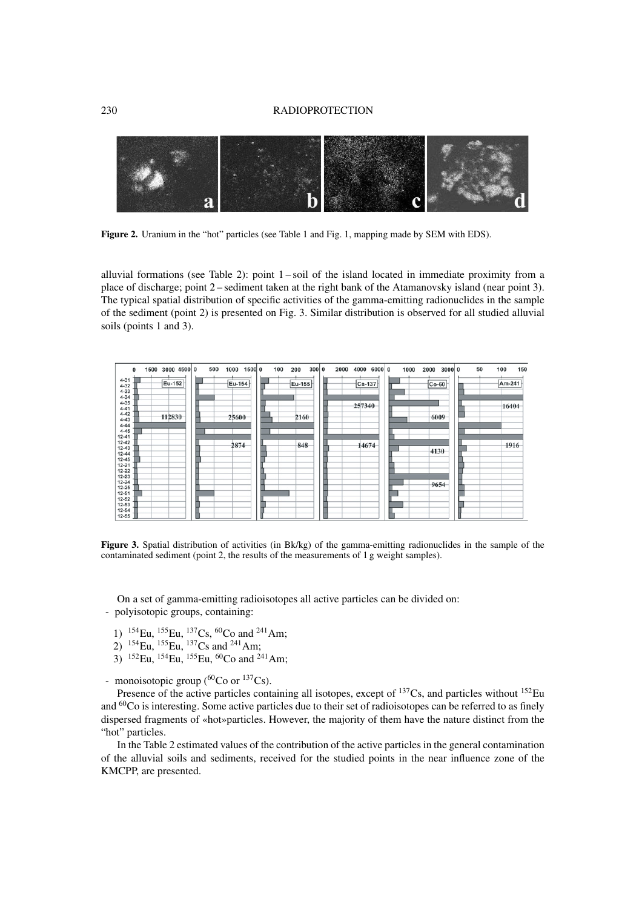**Figure 2.** Uranium in the "hot" particles (see Table 1 and Fig. 1, mapping made by SEM with EDS).

alluvial formations (see Table 2): point 1 – soil of the island located in immediate proximity from a place of discharge; point 2 – sediment taken at the right bank of the Atamanovsky island (near point 3). The typical spatial distribution of specific activities of the gamma-emitting radionuclides in the sample of the sediment (point 2) is presented on Fig. 3. Similar distribution is observed for all studied alluvial soils (points 1 and 3).

**Figure 3.** Spatial distribution of activities (in Bk/kg) of the gamma-emitting radionuclides in the sample of the contaminated sediment (point 2, the results of the measurements of 1 g weight samples).

On a set of gamma-emitting radioisotopes all active particles can be divided on:

- polyisotopic groups, containing:
  1) $^{154}$Eu, $^{155}$Eu, $^{137}$Cs, $^{60}$Co and $^{241}$Am;
  2) $^{154}$Eu, $^{155}$Eu, $^{137}$Cs and $^{241}$Am;
  3) $^{152}$Eu, $^{154}$Eu, $^{155}$Eu, $^{60}$Co and $^{241}$Am;
- monoisotopic group ($^{60}$Co or $^{137}$Cs).

Presence of the active particles containing all isotopes, except of $^{137}$Cs, and particles without $^{152}$Eu and $^{60}$Co is interesting. Some active particles due to their set of radioisotopes can be referred to as finely dispersed fragments of «hot»particles. However, the majority of them have the nature distinct from the "hot" particles.

In the Table 2 estimated values of the contribution of the active particles in the general contamination of the alluvial soils and sediments, received for the studied points in the near influence zone of the KMCPP, are presented.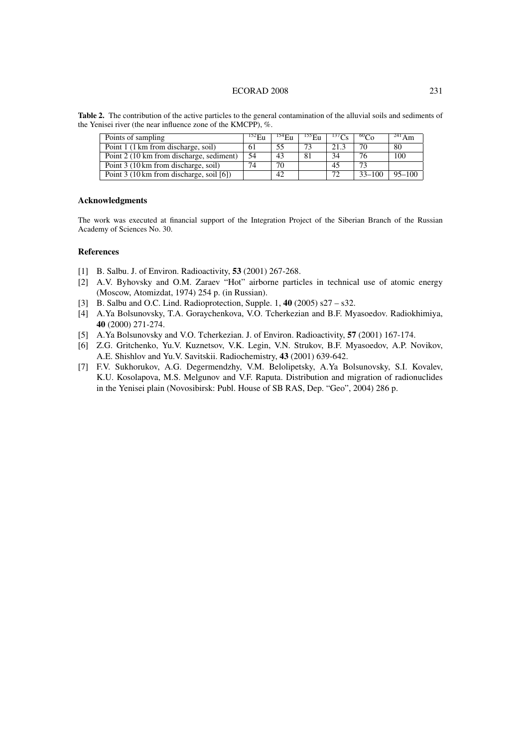**Table 2.** The contribution of the active particles to the general contamination of the alluvial soils and sediments of the Yenisei river (the near influence zone of the KMCPP), %.

| Points of sampling | $^{152}Eu$ | $^{154}Eu$ | $^{155}Eu$ | $^{137}Cs$ | $^{60}Co$ | $^{241}Am$ |
|---|---|---|---|---|---|---|
| Point 1 (1 km from discharge, soil) | 61 | 55 | 73 | 21.3 | 70 | 80 |
| Point 2 (10 km from discharge, sediment) | 54 | 43 | 81 | 34 | 76 | 100 |
| Point 3 (10 km from discharge, soil) | 74 | 70 | | 45 | 73 | |
| Point 3 (10 km from discharge, soil [6]) | | 42 | | 72 | 33–100 | 95–100 |

## Acknowledgments

The work was executed at financial support of the Integration Project of the Siberian Branch of the Russian Academy of Sciences No. 30.

## References

[1] B. Salbu. J. of Environ. Radioactivity, **53** (2001) 267-268.

[2] A.V. Byhovsky and O.M. Zaraev "Hot" airborne particles in technical use of atomic energy (Moscow, Atomizdat, 1974) 254 p. (in Russian).

[3] B. Salbu and O.C. Lind. Radioprotection, Supple. 1, **40** (2005) s27 – s32.

[4] A.Ya Bolsunovsky, T.A. Goraychenkova, V.O. Tcherkezian and B.F. Myasoedov. Radiokhimiya, **40** (2000) 271-274.

[5] A.Ya Bolsunovsky and V.O. Tcherkezian. J. of Environ. Radioactivity, **57** (2001) 167-174.

[6] Z.G. Gritchenko, Yu.V. Kuznetsov, V.K. Legin, V.N. Strukov, B.F. Myasoedov, A.P. Novikov, A.E. Shishlov and Yu.V. Savitskii. Radiochemistry, **43** (2001) 639-642.

[7] F.V. Sukhorukov, A.G. Degermendzhy, V.M. Belolipetsky, A.Ya Bolsunovsky, S.I. Kovalev, K.U. Kosolapova, M.S. Melgunov and V.F. Raputa. Distribution and migration of radionuclides in the Yenisei plain (Novosibirsk: Publ. House of SB RAS, Dep. "Geo", 2004) 286 p.